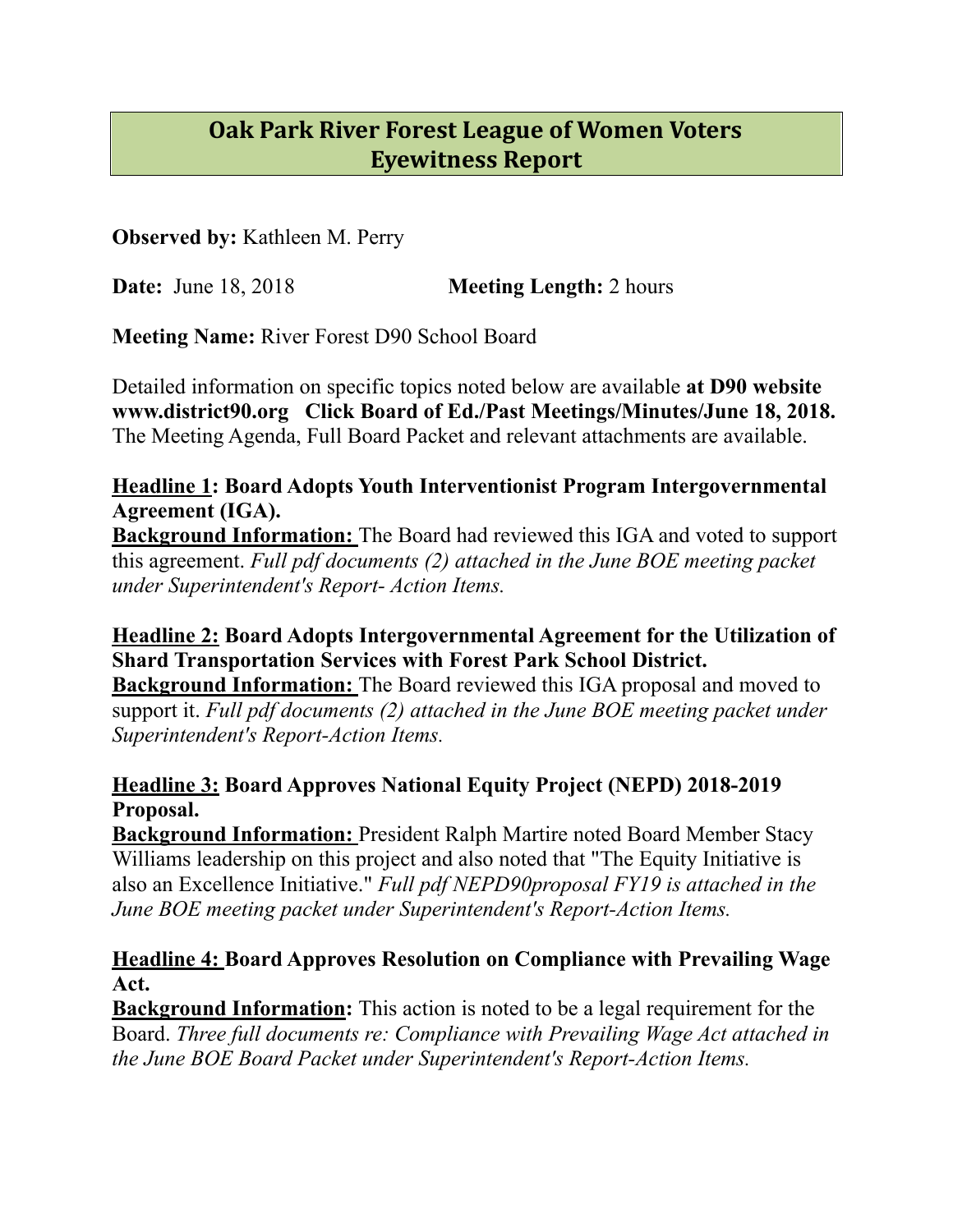# Oak Park River Forest League of Women Voters
# Eyewitness Report

**Observed by:** Kathleen M. Perry

**Date:** June 18, 2018 **Meeting Length:** 2 hours

**Meeting Name:** River Forest D90 School Board

Detailed information on specific topics noted below are available **at D90 website www.district90.org Click Board of Ed./Past Meetings/Minutes/June 18, 2018.** The Meeting Agenda, Full Board Packet and relevant attachments are available.

**Headline 1: Board Adopts Youth Interventionist Program Intergovernmental Agreement (IGA).**
**Background Information:** The Board had reviewed this IGA and voted to support this agreement. *Full pdf documents (2) attached in the June BOE meeting packet under Superintendent's Report- Action Items.*

**Headline 2: Board Adopts Intergovernmental Agreement for the Utilization of Shard Transportation Services with Forest Park School District.**
**Background Information:** The Board reviewed this IGA proposal and moved to support it. *Full pdf documents (2) attached in the June BOE meeting packet under Superintendent's Report-Action Items.*

**Headline 3: Board Approves National Equity Project (NEPD) 2018-2019 Proposal.**
**Background Information:** President Ralph Martire noted Board Member Stacy Williams leadership on this project and also noted that "The Equity Initiative is also an Excellence Initiative." *Full pdf NEPD90proposal FY19 is attached in the June BOE meeting packet under Superintendent's Report-Action Items.*

**Headline 4: Board Approves Resolution on Compliance with Prevailing Wage Act.**
**Background Information:** This action is noted to be a legal requirement for the Board. *Three full documents re: Compliance with Prevailing Wage Act attached in the June BOE Board Packet under Superintendent's Report-Action Items.*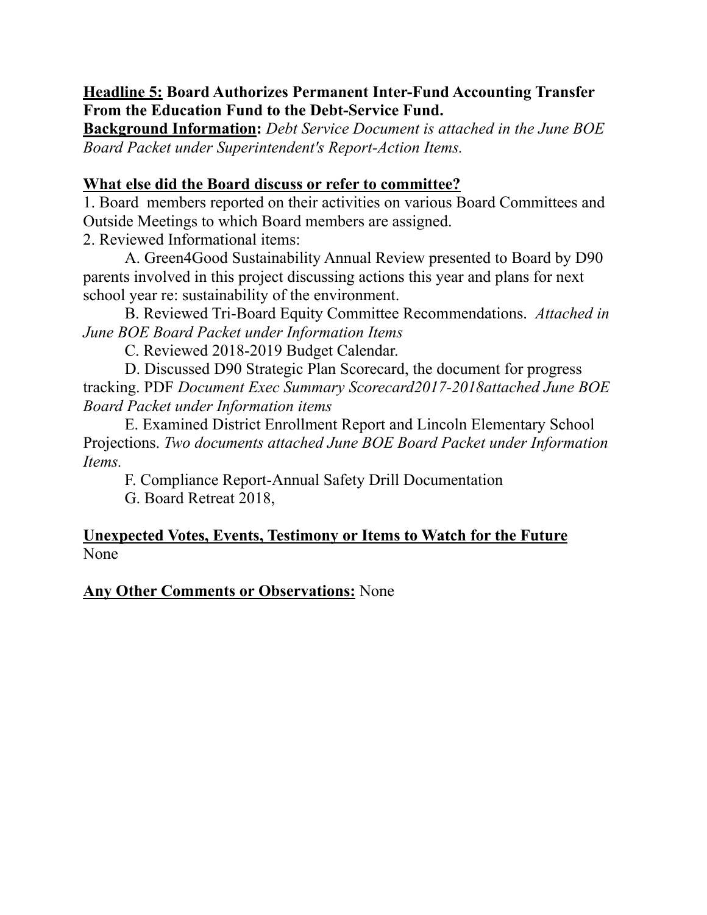**<u>Headline 5:</u> Board Authorizes Permanent Inter-Fund Accounting Transfer From the Education Fund to the Debt-Service Fund.**

**<u>Background Information</u>:** *Debt Service Document is attached in the June BOE Board Packet under Superintendent's Report-Action Items.*

**<u>What else did the Board discuss or refer to committee?</u>**

1. Board members reported on their activities on various Board Committees and Outside Meetings to which Board members are assigned.
2. Reviewed Informational items:

   A. Green4Good Sustainability Annual Review presented to Board by D90 parents involved in this project discussing actions this year and plans for next school year re: sustainability of the environment.

   B. Reviewed Tri-Board Equity Committee Recommendations. *Attached in June BOE Board Packet under Information Items*

   C. Reviewed 2018-2019 Budget Calendar.

   D. Discussed D90 Strategic Plan Scorecard, the document for progress tracking. PDF *Document Exec Summary Scorecard2017-2018attached June BOE Board Packet under Information items*

   E. Examined District Enrollment Report and Lincoln Elementary School Projections. *Two documents attached June BOE Board Packet under Information Items.*

   F. Compliance Report-Annual Safety Drill Documentation

   G. Board Retreat 2018,

**<u>Unexpected Votes, Events, Testimony or Items to Watch for the Future</u>**

None

**<u>Any Other Comments or Observations:</u>** None